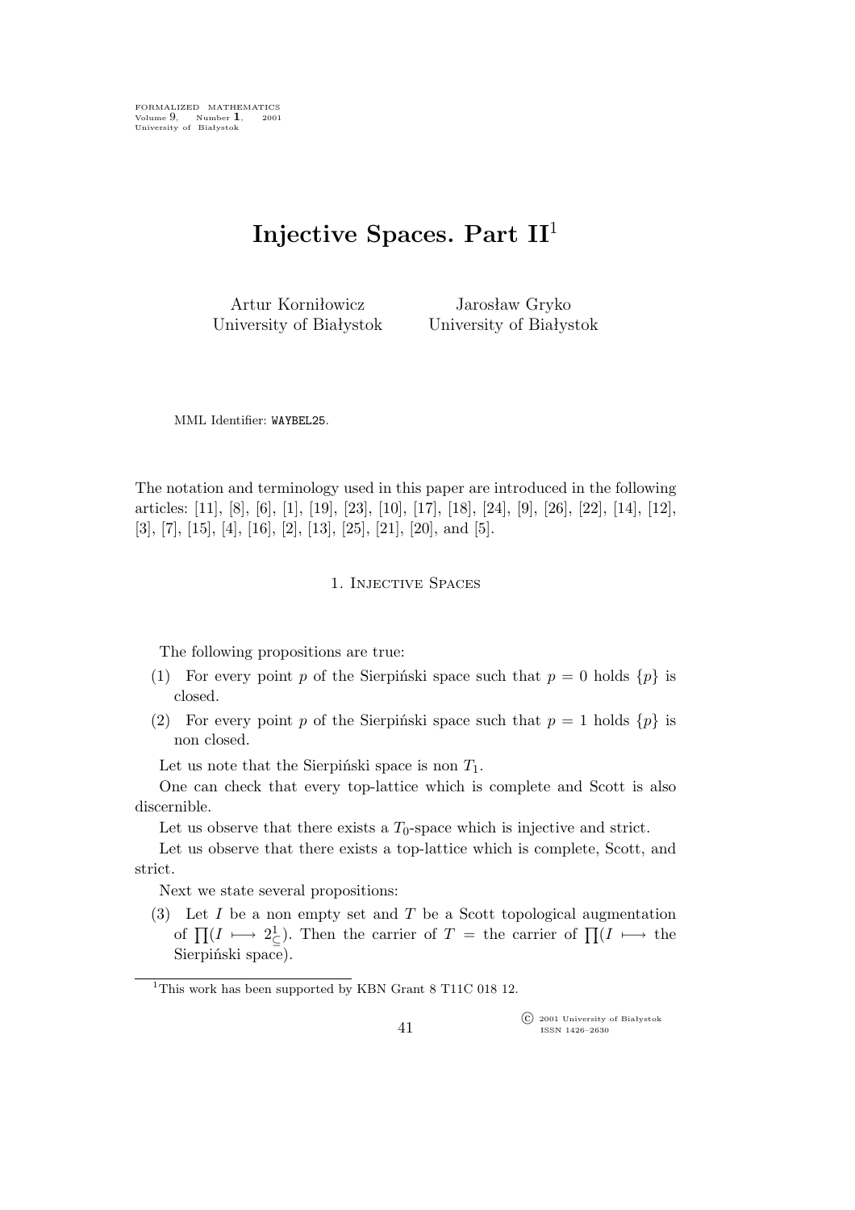# Injective Spaces. Part II[1]

Artur Korniłowicz
University of Białystok

Jarosław Gryko
University of Białystok

MML Identifier: WAYBEL25.

The notation and terminology used in this paper are introduced in the following articles: [11], [8], [6], [1], [19], [23], [10], [17], [18], [24], [9], [26], [22], [14], [12], [3], [7], [15], [4], [16], [2], [13], [25], [21], [20], and [5].

## 1. Injective Spaces

The following propositions are true:

(1) For every point $p$ of the Sierpiński space such that $p = 0$ holds $\{p\}$ is closed.

(2) For every point $p$ of the Sierpiński space such that $p = 1$ holds $\{p\}$ is non closed.

Let us note that the Sierpiński space is non $T_1$.

One can check that every top-lattice which is complete and Scott is also discernible.

Let us observe that there exists a $T_0$-space which is injective and strict.

Let us observe that there exists a top-lattice which is complete, Scott, and strict.

Next we state several propositions:

(3) Let $I$ be a non empty set and $T$ be a Scott topological augmentation of $\prod(I \longmapsto 2^1_\subseteq)$. Then the carrier of $T$ = the carrier of $\prod(I \longmapsto$ the Sierpiński space).

[1] This work has been supported by KBN Grant 8 T11C 018 12.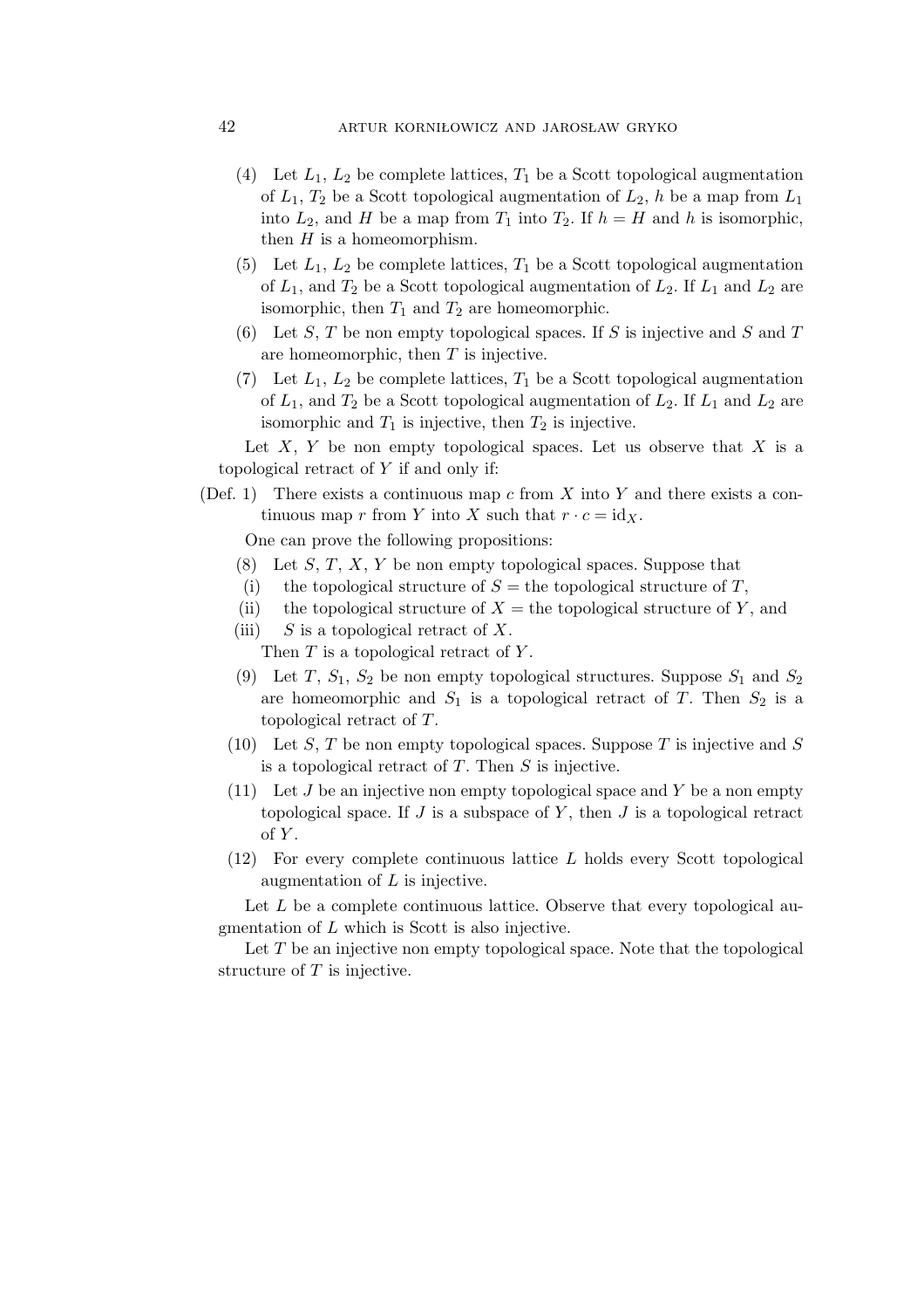(4) Let $L_1$, $L_2$ be complete lattices, $T_1$ be a Scott topological augmentation of $L_1$, $T_2$ be a Scott topological augmentation of $L_2$, $h$ be a map from $L_1$ into $L_2$, and $H$ be a map from $T_1$ into $T_2$. If $h = H$ and $h$ is isomorphic, then $H$ is a homeomorphism.

(5) Let $L_1$, $L_2$ be complete lattices, $T_1$ be a Scott topological augmentation of $L_1$, and $T_2$ be a Scott topological augmentation of $L_2$. If $L_1$ and $L_2$ are isomorphic, then $T_1$ and $T_2$ are homeomorphic.

(6) Let $S$, $T$ be non empty topological spaces. If $S$ is injective and $S$ and $T$ are homeomorphic, then $T$ is injective.

(7) Let $L_1$, $L_2$ be complete lattices, $T_1$ be a Scott topological augmentation of $L_1$, and $T_2$ be a Scott topological augmentation of $L_2$. If $L_1$ and $L_2$ are isomorphic and $T_1$ is injective, then $T_2$ is injective.

Let $X$, $Y$ be non empty topological spaces. Let us observe that $X$ is a topological retract of $Y$ if and only if:

(Def. 1) There exists a continuous map $c$ from $X$ into $Y$ and there exists a continuous map $r$ from $Y$ into $X$ such that $r \cdot c = \mathrm{id}_X$.

One can prove the following propositions:

(8) Let $S$, $T$, $X$, $Y$ be non empty topological spaces. Suppose that
 (i) the topological structure of $S$ = the topological structure of $T$,
 (ii) the topological structure of $X$ = the topological structure of $Y$, and
 (iii) $S$ is a topological retract of $X$.
 Then $T$ is a topological retract of $Y$.

(9) Let $T$, $S_1$, $S_2$ be non empty topological structures. Suppose $S_1$ and $S_2$ are homeomorphic and $S_1$ is a topological retract of $T$. Then $S_2$ is a topological retract of $T$.

(10) Let $S$, $T$ be non empty topological spaces. Suppose $T$ is injective and $S$ is a topological retract of $T$. Then $S$ is injective.

(11) Let $J$ be an injective non empty topological space and $Y$ be a non empty topological space. If $J$ is a subspace of $Y$, then $J$ is a topological retract of $Y$.

(12) For every complete continuous lattice $L$ holds every Scott topological augmentation of $L$ is injective.

Let $L$ be a complete continuous lattice. Observe that every topological augmentation of $L$ which is Scott is also injective.

Let $T$ be an injective non empty topological space. Note that the topological structure of $T$ is injective.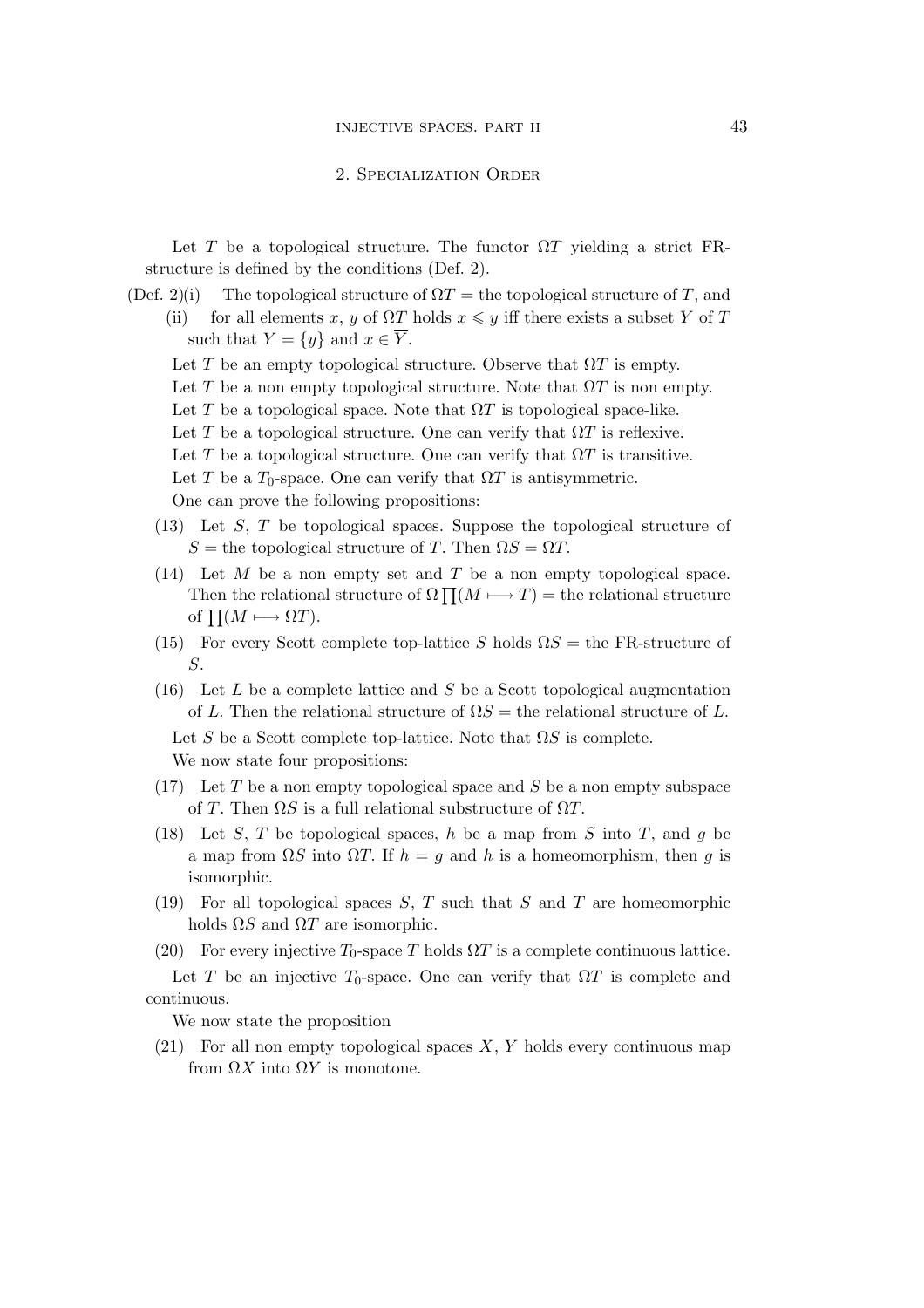## 2. Specialization Order

Let $T$ be a topological structure. The functor $\Omega T$ yielding a strict FR-structure is defined by the conditions (Def. 2).

(Def. 2)(i) The topological structure of $\Omega T$ = the topological structure of $T$, and

(ii) for all elements $x$, $y$ of $\Omega T$ holds $x \leqslant y$ iff there exists a subset $Y$ of $T$ such that $Y = \{y\}$ and $x \in \overline{Y}$.

Let $T$ be an empty topological structure. Observe that $\Omega T$ is empty.

Let $T$ be a non empty topological structure. Note that $\Omega T$ is non empty.

Let $T$ be a topological space. Note that $\Omega T$ is topological space-like.

Let $T$ be a topological structure. One can verify that $\Omega T$ is reflexive.

Let $T$ be a topological structure. One can verify that $\Omega T$ is transitive.

Let $T$ be a $T_0$-space. One can verify that $\Omega T$ is antisymmetric.

One can prove the following propositions:

(13) Let $S$, $T$ be topological spaces. Suppose the topological structure of $S$ = the topological structure of $T$. Then $\Omega S = \Omega T$.

(14) Let $M$ be a non empty set and $T$ be a non empty topological space. Then the relational structure of $\Omega \prod(M \longmapsto T)$ = the relational structure of $\prod(M \longmapsto \Omega T)$.

(15) For every Scott complete top-lattice $S$ holds $\Omega S$ = the FR-structure of $S$.

(16) Let $L$ be a complete lattice and $S$ be a Scott topological augmentation of $L$. Then the relational structure of $\Omega S$ = the relational structure of $L$.

Let $S$ be a Scott complete top-lattice. Note that $\Omega S$ is complete.

We now state four propositions:

(17) Let $T$ be a non empty topological space and $S$ be a non empty subspace of $T$. Then $\Omega S$ is a full relational substructure of $\Omega T$.

(18) Let $S$, $T$ be topological spaces, $h$ be a map from $S$ into $T$, and $g$ be a map from $\Omega S$ into $\Omega T$. If $h = g$ and $h$ is a homeomorphism, then $g$ is isomorphic.

(19) For all topological spaces $S$, $T$ such that $S$ and $T$ are homeomorphic holds $\Omega S$ and $\Omega T$ are isomorphic.

(20) For every injective $T_0$-space $T$ holds $\Omega T$ is a complete continuous lattice.

Let $T$ be an injective $T_0$-space. One can verify that $\Omega T$ is complete and continuous.

We now state the proposition

(21) For all non empty topological spaces $X$, $Y$ holds every continuous map from $\Omega X$ into $\Omega Y$ is monotone.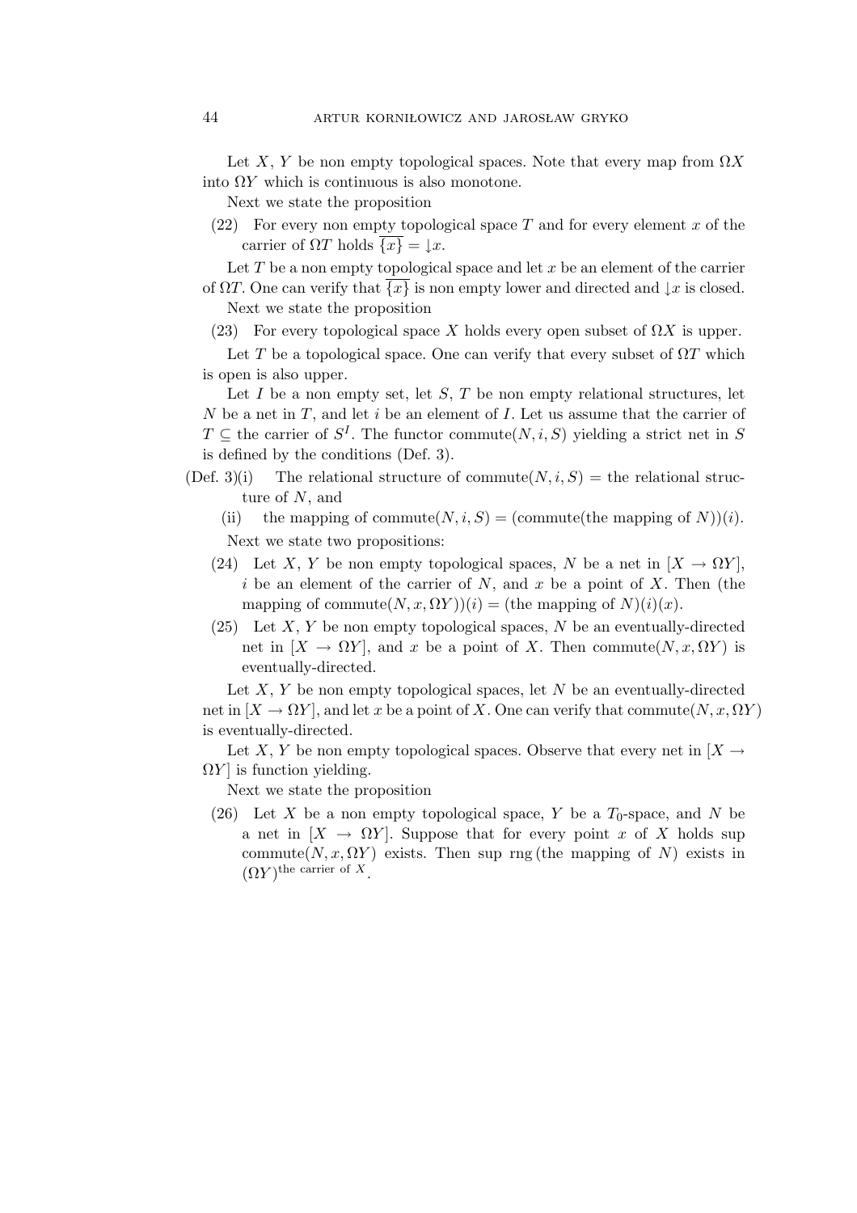Let $X$, $Y$ be non empty topological spaces. Note that every map from $\Omega X$ into $\Omega Y$ which is continuous is also monotone.

Next we state the proposition

(22) For every non empty topological space $T$ and for every element $x$ of the carrier of $\Omega T$ holds $\overline{\{x\}} = \downarrow x$.

Let $T$ be a non empty topological space and let $x$ be an element of the carrier of $\Omega T$. One can verify that $\overline{\{x\}}$ is non empty lower and directed and $\downarrow x$ is closed.

Next we state the proposition

(23) For every topological space $X$ holds every open subset of $\Omega X$ is upper.

Let $T$ be a topological space. One can verify that every subset of $\Omega T$ which is open is also upper.

Let $I$ be a non empty set, let $S$, $T$ be non empty relational structures, let $N$ be a net in $T$, and let $i$ be an element of $I$. Let us assume that the carrier of $T \subseteq$ the carrier of $S^I$. The functor commute$(N, i, S)$ yielding a strict net in $S$ is defined by the conditions (Def. 3).

(Def. 3)(i) The relational structure of commute$(N, i, S)$ = the relational structure of $N$, and

(ii) the mapping of commute$(N, i, S)$ = (commute(the mapping of $N$))$(i)$.

Next we state two propositions:

(24) Let $X$, $Y$ be non empty topological spaces, $N$ be a net in $[X \to \Omega Y]$, $i$ be an element of the carrier of $N$, and $x$ be a point of $X$. Then (the mapping of commute$(N, x, \Omega Y)$)$(i)$ = (the mapping of $N$)$(i)(x)$.

(25) Let $X$, $Y$ be non empty topological spaces, $N$ be an eventually-directed net in $[X \to \Omega Y]$, and $x$ be a point of $X$. Then commute$(N, x, \Omega Y)$ is eventually-directed.

Let $X$, $Y$ be non empty topological spaces, let $N$ be an eventually-directed net in $[X \to \Omega Y]$, and let $x$ be a point of $X$. One can verify that commute$(N, x, \Omega Y)$ is eventually-directed.

Let $X$, $Y$ be non empty topological spaces. Observe that every net in $[X \to \Omega Y]$ is function yielding.

Next we state the proposition

(26) Let $X$ be a non empty topological space, $Y$ be a $T_0$-space, and $N$ be a net in $[X \to \Omega Y]$. Suppose that for every point $x$ of $X$ holds sup commute$(N, x, \Omega Y)$ exists. Then sup rng (the mapping of $N$) exists in $(\Omega Y)^{\text{the carrier of } X}$.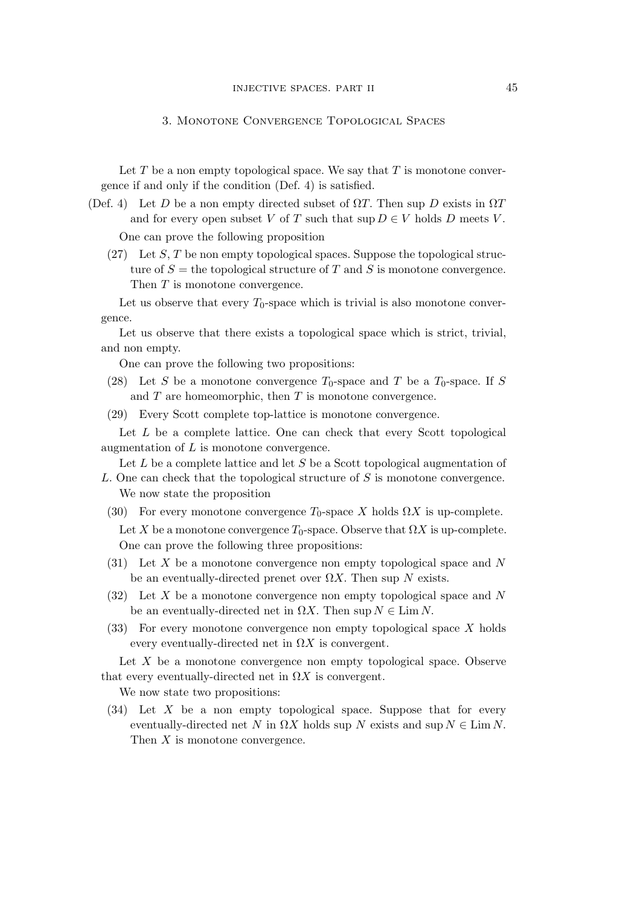## 3. Monotone Convergence Topological Spaces

Let $T$ be a non empty topological space. We say that $T$ is monotone convergence if and only if the condition (Def. 4) is satisfied.

(Def. 4) Let $D$ be a non empty directed subset of $\Omega T$. Then $\sup D$ exists in $\Omega T$ and for every open subset $V$ of $T$ such that $\sup D \in V$ holds $D$ meets $V$.

One can prove the following proposition

(27) Let $S, T$ be non empty topological spaces. Suppose the topological structure of $S =$ the topological structure of $T$ and $S$ is monotone convergence. Then $T$ is monotone convergence.

Let us observe that every $T_0$-space which is trivial is also monotone convergence.

Let us observe that there exists a topological space which is strict, trivial, and non empty.

One can prove the following two propositions:

(28) Let $S$ be a monotone convergence $T_0$-space and $T$ be a $T_0$-space. If $S$ and $T$ are homeomorphic, then $T$ is monotone convergence.

(29) Every Scott complete top-lattice is monotone convergence.

Let $L$ be a complete lattice. One can check that every Scott topological augmentation of $L$ is monotone convergence.

Let $L$ be a complete lattice and let $S$ be a Scott topological augmentation of $L$. One can check that the topological structure of $S$ is monotone convergence.

We now state the proposition

(30) For every monotone convergence $T_0$-space $X$ holds $\Omega X$ is up-complete.

Let $X$ be a monotone convergence $T_0$-space. Observe that $\Omega X$ is up-complete.

One can prove the following three propositions:

(31) Let $X$ be a monotone convergence non empty topological space and $N$ be an eventually-directed prenet over $\Omega X$. Then $\sup N$ exists.

(32) Let $X$ be a monotone convergence non empty topological space and $N$ be an eventually-directed net in $\Omega X$. Then $\sup N \in \operatorname{Lim} N$.

(33) For every monotone convergence non empty topological space $X$ holds every eventually-directed net in $\Omega X$ is convergent.

Let $X$ be a monotone convergence non empty topological space. Observe that every eventually-directed net in $\Omega X$ is convergent.

We now state two propositions:

(34) Let $X$ be a non empty topological space. Suppose that for every eventually-directed net $N$ in $\Omega X$ holds $\sup N$ exists and $\sup N \in \operatorname{Lim} N$. Then $X$ is monotone convergence.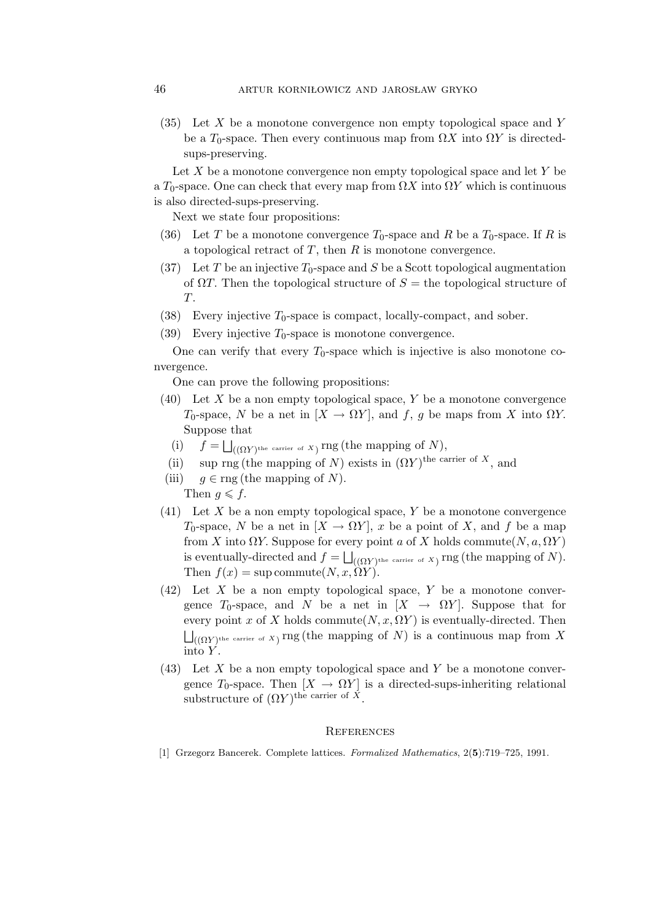(35) Let $X$ be a monotone convergence non empty topological space and $Y$ be a $T_0$-space. Then every continuous map from $\Omega X$ into $\Omega Y$ is directed-sups-preserving.

Let $X$ be a monotone convergence non empty topological space and let $Y$ be a $T_0$-space. One can check that every map from $\Omega X$ into $\Omega Y$ which is continuous is also directed-sups-preserving.

Next we state four propositions:

(36) Let $T$ be a monotone convergence $T_0$-space and $R$ be a $T_0$-space. If $R$ is a topological retract of $T$, then $R$ is monotone convergence.

(37) Let $T$ be an injective $T_0$-space and $S$ be a Scott topological augmentation of $\Omega T$. Then the topological structure of $S =$ the topological structure of $T$.

(38) Every injective $T_0$-space is compact, locally-compact, and sober.

(39) Every injective $T_0$-space is monotone convergence.

One can verify that every $T_0$-space which is injective is also monotone convergence.

One can prove the following propositions:

(40) Let $X$ be a non empty topological space, $Y$ be a monotone convergence $T_0$-space, $N$ be a net in $[X \to \Omega Y]$, and $f$, $g$ be maps from $X$ into $\Omega Y$. Suppose that

  (i) $f = \bigsqcup_{((\Omega Y)^{\text{the carrier of } X})} \operatorname{rng}(\text{the mapping of } N)$,

  (ii) $\sup \operatorname{rng}(\text{the mapping of } N)$ exists in $(\Omega Y)^{\text{the carrier of } X}$, and

  (iii) $g \in \operatorname{rng}(\text{the mapping of } N)$.

  Then $g \leqslant f$.

(41) Let $X$ be a non empty topological space, $Y$ be a monotone convergence $T_0$-space, $N$ be a net in $[X \to \Omega Y]$, $x$ be a point of $X$, and $f$ be a map from $X$ into $\Omega Y$. Suppose for every point $a$ of $X$ holds $\operatorname{commute}(N, a, \Omega Y)$ is eventually-directed and $f = \bigsqcup_{((\Omega Y)^{\text{the carrier of } X})} \operatorname{rng}(\text{the mapping of } N)$. Then $f(x) = \sup \operatorname{commute}(N, x, \Omega Y)$.

(42) Let $X$ be a non empty topological space, $Y$ be a monotone convergence $T_0$-space, and $N$ be a net in $[X \to \Omega Y]$. Suppose that for every point $x$ of $X$ holds $\operatorname{commute}(N, x, \Omega Y)$ is eventually-directed. Then $\bigsqcup_{((\Omega Y)^{\text{the carrier of } X})} \operatorname{rng}(\text{the mapping of } N)$ is a continuous map from $X$ into $Y$.

(43) Let $X$ be a non empty topological space and $Y$ be a monotone convergence $T_0$-space. Then $[X \to \Omega Y]$ is a directed-sups-inheriting relational substructure of $(\Omega Y)^{\text{the carrier of } X}$.

## References

[1] Grzegorz Bancerek. Complete lattices. *Formalized Mathematics*, 2(**5**):719–725, 1991.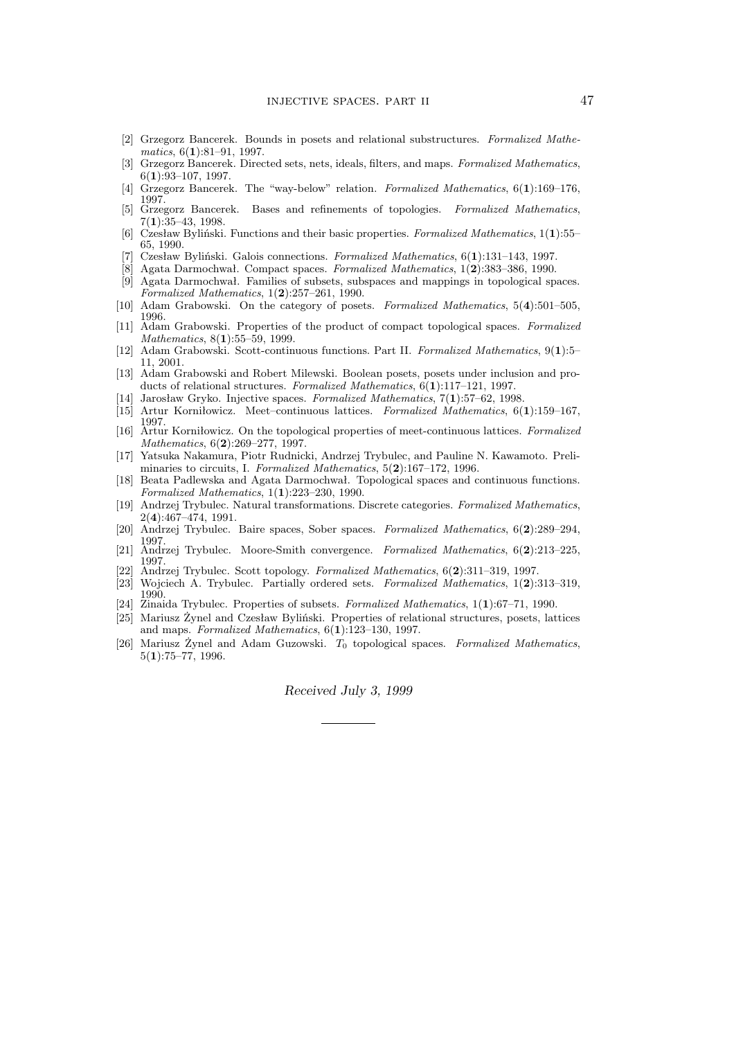[2] Grzegorz Bancerek. Bounds in posets and relational substructures. *Formalized Mathematics*, 6(**1**):81–91, 1997.

[3] Grzegorz Bancerek. Directed sets, nets, ideals, filters, and maps. *Formalized Mathematics*, 6(**1**):93–107, 1997.

[4] Grzegorz Bancerek. The "way-below" relation. *Formalized Mathematics*, 6(**1**):169–176, 1997.

[5] Grzegorz Bancerek. Bases and refinements of topologies. *Formalized Mathematics*, 7(**1**):35–43, 1998.

[6] Czesław Byliński. Functions and their basic properties. *Formalized Mathematics*, 1(**1**):55–65, 1990.

[7] Czesław Byliński. Galois connections. *Formalized Mathematics*, 6(**1**):131–143, 1997.

[8] Agata Darmochwał. Compact spaces. *Formalized Mathematics*, 1(**2**):383–386, 1990.

[9] Agata Darmochwał. Families of subsets, subspaces and mappings in topological spaces. *Formalized Mathematics*, 1(**2**):257–261, 1990.

[10] Adam Grabowski. On the category of posets. *Formalized Mathematics*, 5(**4**):501–505, 1996.

[11] Adam Grabowski. Properties of the product of compact topological spaces. *Formalized Mathematics*, 8(**1**):55–59, 1999.

[12] Adam Grabowski. Scott-continuous functions. Part II. *Formalized Mathematics*, 9(**1**):5–11, 2001.

[13] Adam Grabowski and Robert Milewski. Boolean posets, posets under inclusion and products of relational structures. *Formalized Mathematics*, 6(**1**):117–121, 1997.

[14] Jarosław Gryko. Injective spaces. *Formalized Mathematics*, 7(**1**):57–62, 1998.

[15] Artur Korniłowicz. Meet–continuous lattices. *Formalized Mathematics*, 6(**1**):159–167, 1997.

[16] Artur Korniłowicz. On the topological properties of meet-continuous lattices. *Formalized Mathematics*, 6(**2**):269–277, 1997.

[17] Yatsuka Nakamura, Piotr Rudnicki, Andrzej Trybulec, and Pauline N. Kawamoto. Preliminaries to circuits, I. *Formalized Mathematics*, 5(**2**):167–172, 1996.

[18] Beata Padlewska and Agata Darmochwał. Topological spaces and continuous functions. *Formalized Mathematics*, 1(**1**):223–230, 1990.

[19] Andrzej Trybulec. Natural transformations. Discrete categories. *Formalized Mathematics*, 2(**4**):467–474, 1991.

[20] Andrzej Trybulec. Baire spaces, Sober spaces. *Formalized Mathematics*, 6(**2**):289–294, 1997.

[21] Andrzej Trybulec. Moore-Smith convergence. *Formalized Mathematics*, 6(**2**):213–225, 1997.

[22] Andrzej Trybulec. Scott topology. *Formalized Mathematics*, 6(**2**):311–319, 1997.

[23] Wojciech A. Trybulec. Partially ordered sets. *Formalized Mathematics*, 1(**2**):313–319, 1990.

[24] Zinaida Trybulec. Properties of subsets. *Formalized Mathematics*, 1(**1**):67–71, 1990.

[25] Mariusz Żynel and Czesław Byliński. Properties of relational structures, posets, lattices and maps. *Formalized Mathematics*, 6(**1**):123–130, 1997.

[26] Mariusz Żynel and Adam Guzowski. $T_0$ topological spaces. *Formalized Mathematics*, 5(**1**):75–77, 1996.

*Received July 3, 1999*